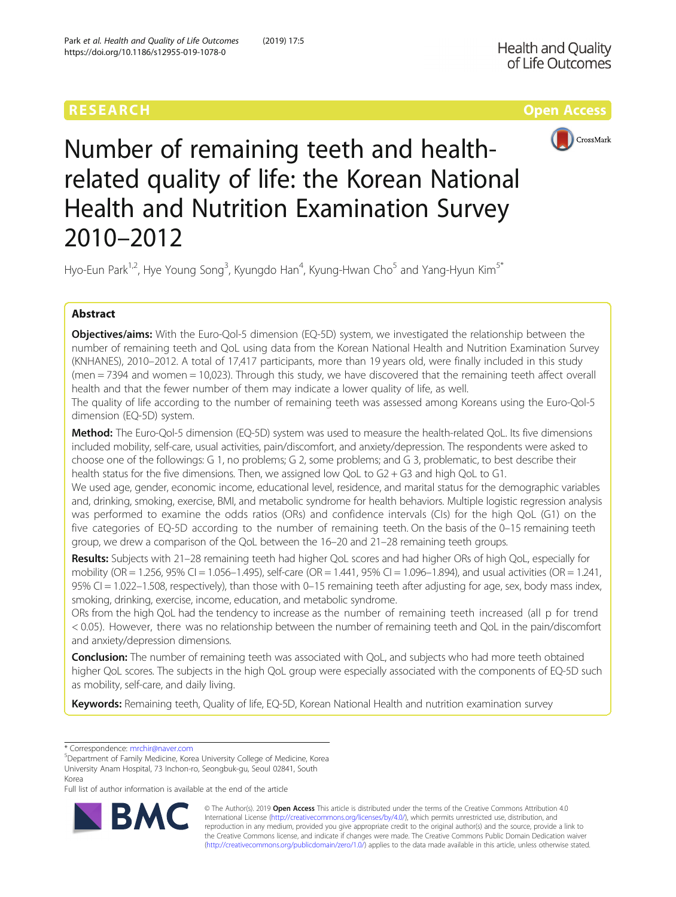RESEARCH

Open Access

# Number of remaining teeth and health-related quality of life: the Korean National Health and Nutrition Examination Survey 2010–2012

Hyo-Eun Park[1,2], Hye Young Song[3], Kyungdo Han[4], Kyung-Hwan Cho[5] and Yang-Hyun Kim[5*]

## Abstract

**Objectives/aims:** With the Euro-Qol-5 dimension (EQ-5D) system, we investigated the relationship between the number of remaining teeth and QoL using data from the Korean National Health and Nutrition Examination Survey (KNHANES), 2010–2012. A total of 17,417 participants, more than 19 years old, were finally included in this study (men = 7394 and women = 10,023). Through this study, we have discovered that the remaining teeth affect overall health and that the fewer number of them may indicate a lower quality of life, as well.

The quality of life according to the number of remaining teeth was assessed among Koreans using the Euro-Qol-5 dimension (EQ-5D) system.

**Method:** The Euro-Qol-5 dimension (EQ-5D) system was used to measure the health-related QoL. Its five dimensions included mobility, self-care, usual activities, pain/discomfort, and anxiety/depression. The respondents were asked to choose one of the followings: G 1, no problems; G 2, some problems; and G 3, problematic, to best describe their health status for the five dimensions. Then, we assigned low QoL to G2 + G3 and high QoL to G1.

We used age, gender, economic income, educational level, residence, and marital status for the demographic variables and, drinking, smoking, exercise, BMI, and metabolic syndrome for health behaviors. Multiple logistic regression analysis was performed to examine the odds ratios (ORs) and confidence intervals (CIs) for the high QoL (G1) on the five categories of EQ-5D according to the number of remaining teeth. On the basis of the 0–15 remaining teeth group, we drew a comparison of the QoL between the 16–20 and 21–28 remaining teeth groups.

**Results:** Subjects with 21–28 remaining teeth had higher QoL scores and had higher ORs of high QoL, especially for mobility (OR = 1.256, 95% CI = 1.056–1.495), self-care (OR = 1.441, 95% CI = 1.096–1.894), and usual activities (OR = 1.241, 95% CI = 1.022–1.508, respectively), than those with 0–15 remaining teeth after adjusting for age, sex, body mass index, smoking, drinking, exercise, income, education, and metabolic syndrome.

ORs from the high QoL had the tendency to increase as the number of remaining teeth increased (all p for trend < 0.05). However, there was no relationship between the number of remaining teeth and QoL in the pain/discomfort and anxiety/depression dimensions.

**Conclusion:** The number of remaining teeth was associated with QoL, and subjects who had more teeth obtained higher QoL scores. The subjects in the high QoL group were especially associated with the components of EQ-5D such as mobility, self-care, and daily living.

**Keywords:** Remaining teeth, Quality of life, EQ-5D, Korean National Health and nutrition examination survey

\* Correspondence: mrchir@naver.com

[5]Department of Family Medicine, Korea University College of Medicine, Korea University Anam Hospital, 73 Inchon-ro, Seongbuk-gu, Seoul 02841, South Korea

Full list of author information is available at the end of the article

© The Author(s). 2019 **Open Access** This article is distributed under the terms of the Creative Commons Attribution 4.0 International License (http://creativecommons.org/licenses/by/4.0/), which permits unrestricted use, distribution, and reproduction in any medium, provided you give appropriate credit to the original author(s) and the source, provide a link to the Creative Commons license, and indicate if changes were made. The Creative Commons Public Domain Dedication waiver (http://creativecommons.org/publicdomain/zero/1.0/) applies to the data made available in this article, unless otherwise stated.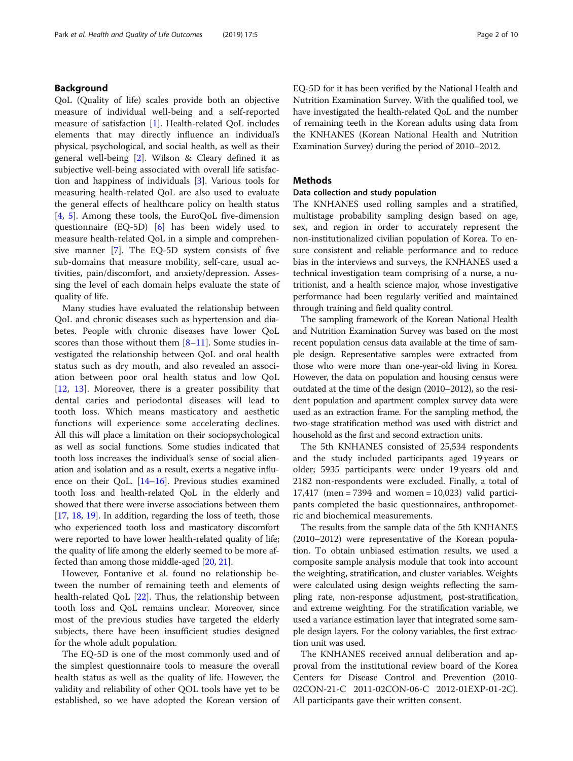## Background

QoL (Quality of life) scales provide both an objective measure of individual well-being and a self-reported measure of satisfaction [1]. Health-related QoL includes elements that may directly influence an individual's physical, psychological, and social health, as well as their general well-being [2]. Wilson & Cleary defined it as subjective well-being associated with overall life satisfaction and happiness of individuals [3]. Various tools for measuring health-related QoL are also used to evaluate the general effects of healthcare policy on health status [4, 5]. Among these tools, the EuroQoL five-dimension questionnaire (EQ-5D) [6] has been widely used to measure health-related QoL in a simple and comprehensive manner [7]. The EQ-5D system consists of five sub-domains that measure mobility, self-care, usual activities, pain/discomfort, and anxiety/depression. Assessing the level of each domain helps evaluate the state of quality of life.

Many studies have evaluated the relationship between QoL and chronic diseases such as hypertension and diabetes. People with chronic diseases have lower QoL scores than those without them [8–11]. Some studies investigated the relationship between QoL and oral health status such as dry mouth, and also revealed an association between poor oral health status and low QoL [12, 13]. Moreover, there is a greater possibility that dental caries and periodontal diseases will lead to tooth loss. Which means masticatory and aesthetic functions will experience some accelerating declines. All this will place a limitation on their sociopsychological as well as social functions. Some studies indicated that tooth loss increases the individual's sense of social alienation and isolation and as a result, exerts a negative influence on their QoL. [14–16]. Previous studies examined tooth loss and health-related QoL in the elderly and showed that there were inverse associations between them [17, 18, 19]. In addition, regarding the loss of teeth, those who experienced tooth loss and masticatory discomfort were reported to have lower health-related quality of life; the quality of life among the elderly seemed to be more affected than among those middle-aged [20, 21].

However, Fontanive et al. found no relationship between the number of remaining teeth and elements of health-related QoL [22]. Thus, the relationship between tooth loss and QoL remains unclear. Moreover, since most of the previous studies have targeted the elderly subjects, there have been insufficient studies designed for the whole adult population.

The EQ-5D is one of the most commonly used and of the simplest questionnaire tools to measure the overall health status as well as the quality of life. However, the validity and reliability of other QOL tools have yet to be established, so we have adopted the Korean version of EQ-5D for it has been verified by the National Health and Nutrition Examination Survey. With the qualified tool, we have investigated the health-related QoL and the number of remaining teeth in the Korean adults using data from the KNHANES (Korean National Health and Nutrition Examination Survey) during the period of 2010–2012.

## Methods

### Data collection and study population

The KNHANES used rolling samples and a stratified, multistage probability sampling design based on age, sex, and region in order to accurately represent the non-institutionalized civilian population of Korea. To ensure consistent and reliable performance and to reduce bias in the interviews and surveys, the KNHANES used a technical investigation team comprising of a nurse, a nutritionist, and a health science major, whose investigative performance had been regularly verified and maintained through training and field quality control.

The sampling framework of the Korean National Health and Nutrition Examination Survey was based on the most recent population census data available at the time of sample design. Representative samples were extracted from those who were more than one-year-old living in Korea. However, the data on population and housing census were outdated at the time of the design (2010–2012), so the resident population and apartment complex survey data were used as an extraction frame. For the sampling method, the two-stage stratification method was used with district and household as the first and second extraction units.

The 5th KNHANES consisted of 25,534 respondents and the study included participants aged 19 years or older; 5935 participants were under 19 years old and 2182 non-respondents were excluded. Finally, a total of 17,417 (men = 7394 and women = 10,023) valid participants completed the basic questionnaires, anthropometric and biochemical measurements.

The results from the sample data of the 5th KNHANES (2010–2012) were representative of the Korean population. To obtain unbiased estimation results, we used a composite sample analysis module that took into account the weighting, stratification, and cluster variables. Weights were calculated using design weights reflecting the sampling rate, non-response adjustment, post-stratification, and extreme weighting. For the stratification variable, we used a variance estimation layer that integrated some sample design layers. For the colony variables, the first extraction unit was used.

The KNHANES received annual deliberation and approval from the institutional review board of the Korea Centers for Disease Control and Prevention (2010-02CON-21-C 2011-02CON-06-C 2012-01EXP-01-2C). All participants gave their written consent.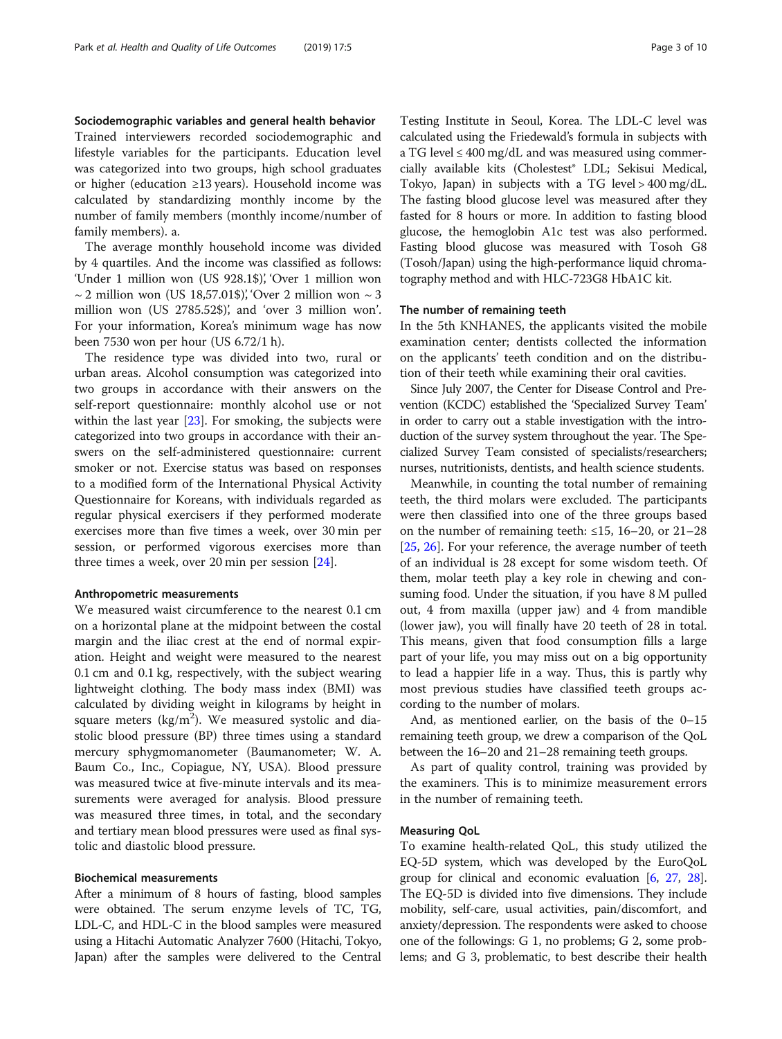### Sociodemographic variables and general health behavior

Trained interviewers recorded sociodemographic and lifestyle variables for the participants. Education level was categorized into two groups, high school graduates or higher (education ≥13 years). Household income was calculated by standardizing monthly income by the number of family members (monthly income/number of family members). a.

The average monthly household income was divided by 4 quartiles. And the income was classified as follows: 'Under 1 million won (US 928.1$)', 'Over 1 million won ~ 2 million won (US 18,57.01$)', 'Over 2 million won ~ 3 million won (US 2785.52$)', and 'over 3 million won'. For your information, Korea's minimum wage has now been 7530 won per hour (US 6.72/1 h).

The residence type was divided into two, rural or urban areas. Alcohol consumption was categorized into two groups in accordance with their answers on the self-report questionnaire: monthly alcohol use or not within the last year [23]. For smoking, the subjects were categorized into two groups in accordance with their answers on the self-administered questionnaire: current smoker or not. Exercise status was based on responses to a modified form of the International Physical Activity Questionnaire for Koreans, with individuals regarded as regular physical exercisers if they performed moderate exercises more than five times a week, over 30 min per session, or performed vigorous exercises more than three times a week, over 20 min per session [24].

### Anthropometric measurements

We measured waist circumference to the nearest 0.1 cm on a horizontal plane at the midpoint between the costal margin and the iliac crest at the end of normal expiration. Height and weight were measured to the nearest 0.1 cm and 0.1 kg, respectively, with the subject wearing lightweight clothing. The body mass index (BMI) was calculated by dividing weight in kilograms by height in square meters (kg/m$^2$). We measured systolic and diastolic blood pressure (BP) three times using a standard mercury sphygmomanometer (Baumanometer; W. A. Baum Co., Inc., Copiague, NY, USA). Blood pressure was measured twice at five-minute intervals and its measurements were averaged for analysis. Blood pressure was measured three times, in total, and the secondary and tertiary mean blood pressures were used as final systolic and diastolic blood pressure.

### Biochemical measurements

After a minimum of 8 hours of fasting, blood samples were obtained. The serum enzyme levels of TC, TG, LDL-C, and HDL-C in the blood samples were measured using a Hitachi Automatic Analyzer 7600 (Hitachi, Tokyo, Japan) after the samples were delivered to the Central Testing Institute in Seoul, Korea. The LDL-C level was calculated using the Friedewald's formula in subjects with a TG level ≤ 400 mg/dL and was measured using commercially available kits (Cholestest® LDL; Sekisui Medical, Tokyo, Japan) in subjects with a TG level > 400 mg/dL. The fasting blood glucose level was measured after they fasted for 8 hours or more. In addition to fasting blood glucose, the hemoglobin A1c test was also performed. Fasting blood glucose was measured with Tosoh G8 (Tosoh/Japan) using the high-performance liquid chromatography method and with HLC-723G8 HbA1C kit.

### The number of remaining teeth

In the 5th KNHANES, the applicants visited the mobile examination center; dentists collected the information on the applicants' teeth condition and on the distribution of their teeth while examining their oral cavities.

Since July 2007, the Center for Disease Control and Prevention (KCDC) established the 'Specialized Survey Team' in order to carry out a stable investigation with the introduction of the survey system throughout the year. The Specialized Survey Team consisted of specialists/researchers; nurses, nutritionists, dentists, and health science students.

Meanwhile, in counting the total number of remaining teeth, the third molars were excluded. The participants were then classified into one of the three groups based on the number of remaining teeth: ≤15, 16–20, or 21–28 [25, 26]. For your reference, the average number of teeth of an individual is 28 except for some wisdom teeth. Of them, molar teeth play a key role in chewing and consuming food. Under the situation, if you have 8 M pulled out, 4 from maxilla (upper jaw) and 4 from mandible (lower jaw), you will finally have 20 teeth of 28 in total. This means, given that food consumption fills a large part of your life, you may miss out on a big opportunity to lead a happier life in a way. Thus, this is partly why most previous studies have classified teeth groups according to the number of molars.

And, as mentioned earlier, on the basis of the 0–15 remaining teeth group, we drew a comparison of the QoL between the 16–20 and 21–28 remaining teeth groups.

As part of quality control, training was provided by the examiners. This is to minimize measurement errors in the number of remaining teeth.

### Measuring QoL

To examine health-related QoL, this study utilized the EQ-5D system, which was developed by the EuroQoL group for clinical and economic evaluation [6, 27, 28]. The EQ-5D is divided into five dimensions. They include mobility, self-care, usual activities, pain/discomfort, and anxiety/depression. The respondents were asked to choose one of the followings: G 1, no problems; G 2, some problems; and G 3, problematic, to best describe their health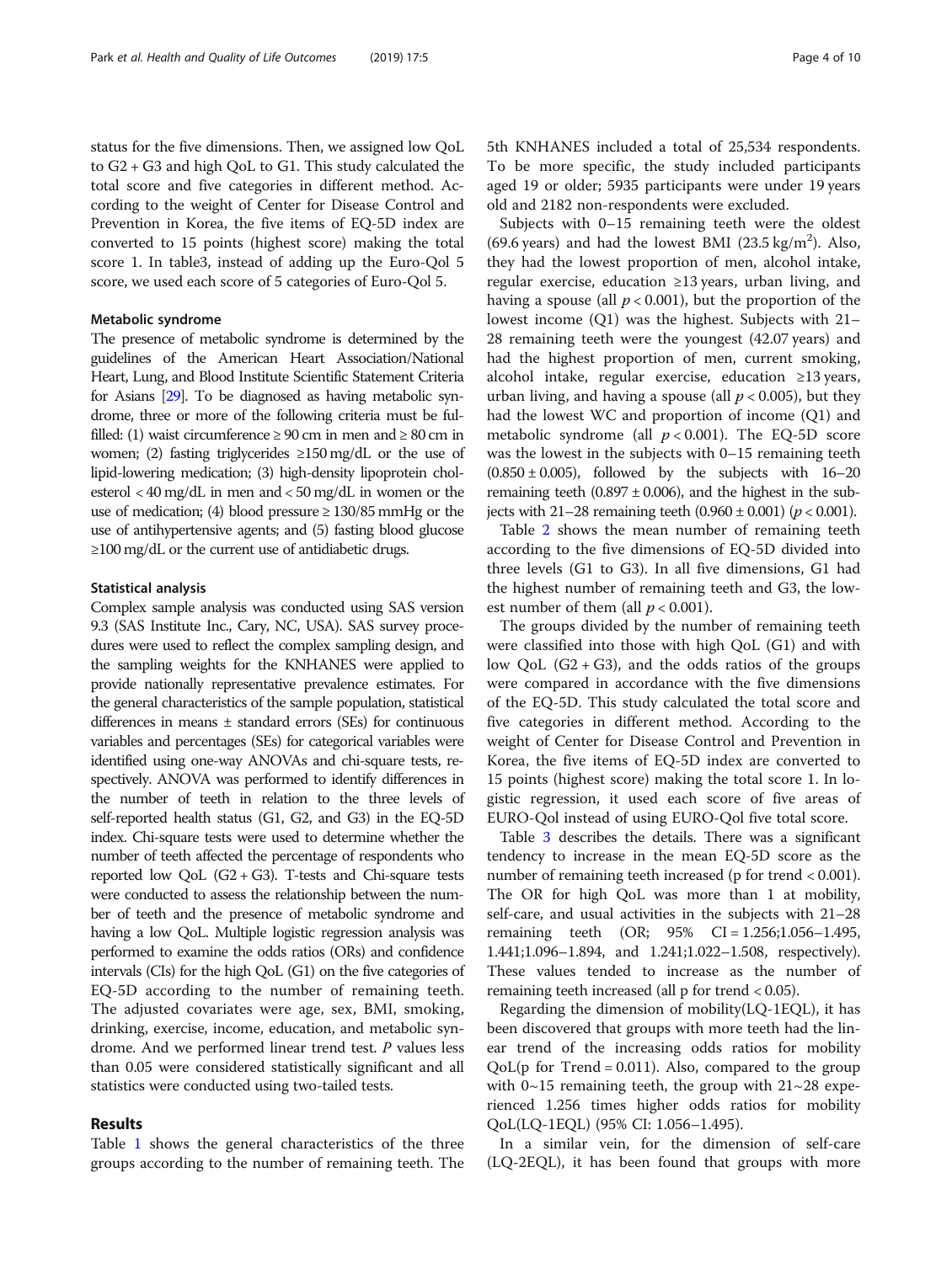status for the five dimensions. Then, we assigned low QoL to G2 + G3 and high QoL to G1. This study calculated the total score and five categories in different method. According to the weight of Center for Disease Control and Prevention in Korea, the five items of EQ-5D index are converted to 15 points (highest score) making the total score 1. In table3, instead of adding up the Euro-Qol 5 score, we used each score of 5 categories of Euro-Qol 5.

### Metabolic syndrome

The presence of metabolic syndrome is determined by the guidelines of the American Heart Association/National Heart, Lung, and Blood Institute Scientific Statement Criteria for Asians [29]. To be diagnosed as having metabolic syndrome, three or more of the following criteria must be fulfilled: (1) waist circumference ≥ 90 cm in men and ≥ 80 cm in women; (2) fasting triglycerides ≥150 mg/dL or the use of lipid-lowering medication; (3) high-density lipoprotein cholesterol < 40 mg/dL in men and < 50 mg/dL in women or the use of medication; (4) blood pressure ≥ 130/85 mmHg or the use of antihypertensive agents; and (5) fasting blood glucose ≥100 mg/dL or the current use of antidiabetic drugs.

### Statistical analysis

Complex sample analysis was conducted using SAS version 9.3 (SAS Institute Inc., Cary, NC, USA). SAS survey procedures were used to reflect the complex sampling design, and the sampling weights for the KNHANES were applied to provide nationally representative prevalence estimates. For the general characteristics of the sample population, statistical differences in means ± standard errors (SEs) for continuous variables and percentages (SEs) for categorical variables were identified using one-way ANOVAs and chi-square tests, respectively. ANOVA was performed to identify differences in the number of teeth in relation to the three levels of self-reported health status (G1, G2, and G3) in the EQ-5D index. Chi-square tests were used to determine whether the number of teeth affected the percentage of respondents who reported low QoL (G2 + G3). T-tests and Chi-square tests were conducted to assess the relationship between the number of teeth and the presence of metabolic syndrome and having a low QoL. Multiple logistic regression analysis was performed to examine the odds ratios (ORs) and confidence intervals (CIs) for the high QoL (G1) on the five categories of EQ-5D according to the number of remaining teeth. The adjusted covariates were age, sex, BMI, smoking, drinking, exercise, income, education, and metabolic syndrome. And we performed linear trend test. *P* values less than 0.05 were considered statistically significant and all statistics were conducted using two-tailed tests.

## Results

Table 1 shows the general characteristics of the three groups according to the number of remaining teeth. The 5th KNHANES included a total of 25,534 respondents. To be more specific, the study included participants aged 19 or older; 5935 participants were under 19 years old and 2182 non-respondents were excluded.

Subjects with 0–15 remaining teeth were the oldest (69.6 years) and had the lowest BMI (23.5 kg/m$^2$). Also, they had the lowest proportion of men, alcohol intake, regular exercise, education ≥13 years, urban living, and having a spouse (all $p < 0.001$), but the proportion of the lowest income (Q1) was the highest. Subjects with 21–28 remaining teeth were the youngest (42.07 years) and had the highest proportion of men, current smoking, alcohol intake, regular exercise, education ≥13 years, urban living, and having a spouse (all $p < 0.005$), but they had the lowest WC and proportion of income (Q1) and metabolic syndrome (all $p < 0.001$). The EQ-5D score was the lowest in the subjects with 0–15 remaining teeth (0.850 ± 0.005), followed by the subjects with 16–20 remaining teeth (0.897 ± 0.006), and the highest in the subjects with 21–28 remaining teeth (0.960 ± 0.001) ($p < 0.001$).

Table 2 shows the mean number of remaining teeth according to the five dimensions of EQ-5D divided into three levels (G1 to G3). In all five dimensions, G1 had the highest number of remaining teeth and G3, the lowest number of them (all $p < 0.001$).

The groups divided by the number of remaining teeth were classified into those with high QoL (G1) and with low QoL (G2 + G3), and the odds ratios of the groups were compared in accordance with the five dimensions of the EQ-5D. This study calculated the total score and five categories in different method. According to the weight of Center for Disease Control and Prevention in Korea, the five items of EQ-5D index are converted to 15 points (highest score) making the total score 1. In logistic regression, it used each score of five areas of EURO-Qol instead of using EURO-Qol five total score.

Table 3 describes the details. There was a significant tendency to increase in the mean EQ-5D score as the number of remaining teeth increased (p for trend < 0.001). The OR for high QoL was more than 1 at mobility, self-care, and usual activities in the subjects with 21–28 remaining teeth (OR; 95% CI = 1.256;1.056–1.495, 1.441;1.096–1.894, and 1.241;1.022–1.508, respectively). These values tended to increase as the number of remaining teeth increased (all p for trend < 0.05).

Regarding the dimension of mobility(LQ-1EQL), it has been discovered that groups with more teeth had the linear trend of the increasing odds ratios for mobility QoL(p for Trend = 0.011). Also, compared to the group with 0~15 remaining teeth, the group with 21~28 experienced 1.256 times higher odds ratios for mobility QoL(LQ-1EQL) (95% CI: 1.056–1.495).

In a similar vein, for the dimension of self-care (LQ-2EQL), it has been found that groups with more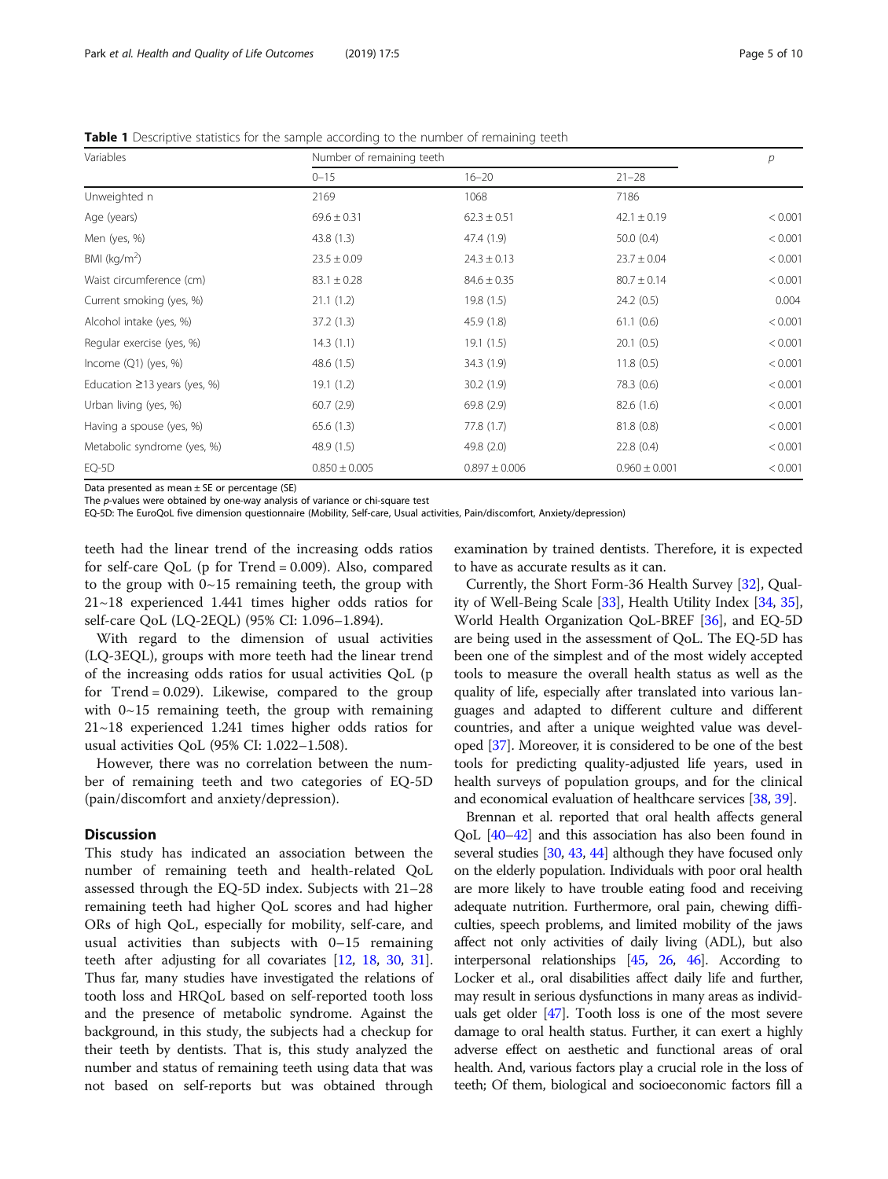**Table 1** Descriptive statistics for the sample according to the number of remaining teeth

| Variables | Number of remaining teeth | | | p |
|---|---|---|---|---|
| | 0–15 | 16–20 | 21–28 | |
| Unweighted n | 2169 | 1068 | 7186 | |
| Age (years) | 69.6 ± 0.31 | 62.3 ± 0.51 | 42.1 ± 0.19 | < 0.001 |
| Men (yes, %) | 43.8 (1.3) | 47.4 (1.9) | 50.0 (0.4) | < 0.001 |
| BMI (kg/m$^2$) | 23.5 ± 0.09 | 24.3 ± 0.13 | 23.7 ± 0.04 | < 0.001 |
| Waist circumference (cm) | 83.1 ± 0.28 | 84.6 ± 0.35 | 80.7 ± 0.14 | < 0.001 |
| Current smoking (yes, %) | 21.1 (1.2) | 19.8 (1.5) | 24.2 (0.5) | 0.004 |
| Alcohol intake (yes, %) | 37.2 (1.3) | 45.9 (1.8) | 61.1 (0.6) | < 0.001 |
| Regular exercise (yes, %) | 14.3 (1.1) | 19.1 (1.5) | 20.1 (0.5) | < 0.001 |
| Income (Q1) (yes, %) | 48.6 (1.5) | 34.3 (1.9) | 11.8 (0.5) | < 0.001 |
| Education ≥13 years (yes, %) | 19.1 (1.2) | 30.2 (1.9) | 78.3 (0.6) | < 0.001 |
| Urban living (yes, %) | 60.7 (2.9) | 69.8 (2.9) | 82.6 (1.6) | < 0.001 |
| Having a spouse (yes, %) | 65.6 (1.3) | 77.8 (1.7) | 81.8 (0.8) | < 0.001 |
| Metabolic syndrome (yes, %) | 48.9 (1.5) | 49.8 (2.0) | 22.8 (0.4) | < 0.001 |
| EQ-5D | 0.850 ± 0.005 | 0.897 ± 0.006 | 0.960 ± 0.001 | < 0.001 |

Data presented as mean ± SE or percentage (SE)
The *p*-values were obtained by one-way analysis of variance or chi-square test
EQ-5D: The EuroQoL five dimension questionnaire (Mobility, Self-care, Usual activities, Pain/discomfort, Anxiety/depression)

teeth had the linear trend of the increasing odds ratios for self-care QoL (p for Trend = 0.009). Also, compared to the group with 0~15 remaining teeth, the group with 21~18 experienced 1.441 times higher odds ratios for self-care QoL (LQ-2EQL) (95% CI: 1.096–1.894).

With regard to the dimension of usual activities (LQ-3EQL), groups with more teeth had the linear trend of the increasing odds ratios for usual activities QoL (p for Trend = 0.029). Likewise, compared to the group with 0~15 remaining teeth, the group with 21~18 experienced 1.241 times higher odds ratios for usual activities QoL (95% CI: 1.022–1.508).

However, there was no correlation between the number of remaining teeth and two categories of EQ-5D (pain/discomfort and anxiety/depression).

## Discussion

This study has indicated an association between the number of remaining teeth and health-related QoL assessed through the EQ-5D index. Subjects with 21–28 remaining teeth had higher QoL scores and had higher ORs of high QoL, especially for mobility, self-care, and usual activities than subjects with 0–15 remaining teeth after adjusting for all covariates [12, 18, 30, 31]. Thus far, many studies have investigated the relations of tooth loss and HRQoL based on self-reported tooth loss and the presence of metabolic syndrome. Against the background, in this study, the subjects had a checkup for their teeth by dentists. That is, this study analyzed the number and status of remaining teeth using data that was not based on self-reports but was obtained through examination by trained dentists. Therefore, it is expected to have as accurate results as it can.

Currently, the Short Form-36 Health Survey [32], Quality of Well-Being Scale [33], Health Utility Index [34, 35], World Health Organization QoL-BREF [36], and EQ-5D are being used in the assessment of QoL. The EQ-5D has been one of the simplest and of the most widely accepted tools to measure the overall health status as well as the quality of life, especially after translated into various languages and adapted to different culture and different countries, and after a unique weighted value was developed [37]. Moreover, it is considered to be one of the best tools for predicting quality-adjusted life years, used in health surveys of population groups, and for the clinical and economical evaluation of healthcare services [38, 39].

Brennan et al. reported that oral health affects general QoL [40–42] and this association has also been found in several studies [30, 43, 44] although they have focused only on the elderly population. Individuals with poor oral health are more likely to have trouble eating food and receiving adequate nutrition. Furthermore, oral pain, chewing difficulties, speech problems, and limited mobility of the jaws affect not only activities of daily living (ADL), but also interpersonal relationships [45, 26, 46]. According to Locker et al., oral disabilities affect daily life and further, may result in serious dysfunctions in many areas as individuals get older [47]. Tooth loss is one of the most severe damage to oral health status. Further, it can exert a highly adverse effect on aesthetic and functional areas of oral health. And, various factors play a crucial role in the loss of teeth; Of them, biological and socioeconomic factors fill a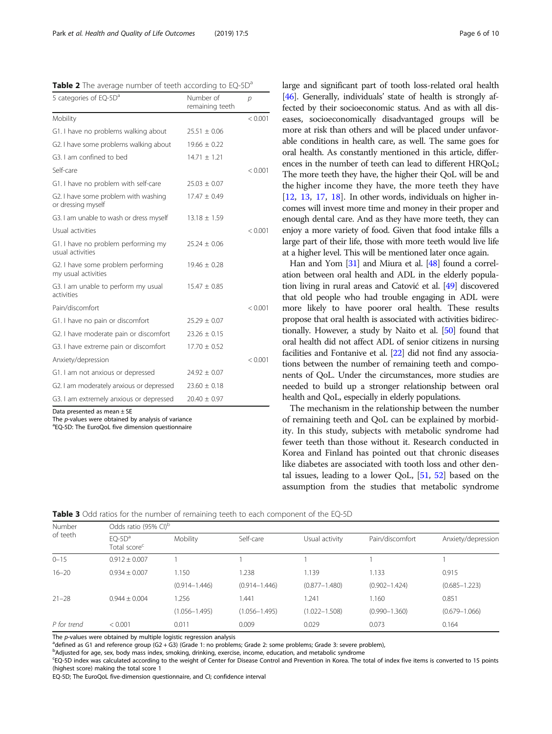**Table 2** The average number of teeth according to EQ-5D[a]

| 5 categories of EQ-5D[a] | Number of remaining teeth | p |
|---|---|---|
| Mobility | | < 0.001 |
| G1. I have no problems walking about | 25.51 ± 0.06 | |
| G2. I have some problems walking about | 19.66 ± 0.22 | |
| G3. I am confined to bed | 14.71 ± 1.21 | |
| Self-care | | < 0.001 |
| G1. I have no problem with self-care | 25.03 ± 0.07 | |
| G2. I have some problem with washing or dressing myself | 17.47 ± 0.49 | |
| G3. I am unable to wash or dress myself | 13.18 ± 1.59 | |
| Usual activities | | < 0.001 |
| G1. I have no problem performing my usual activities | 25.24 ± 0.06 | |
| G2. I have some problem performing my usual activities | 19.46 ± 0.28 | |
| G3. I am unable to perform my usual activities | 15.47 ± 0.85 | |
| Pain/discomfort | | < 0.001 |
| G1. I have no pain or discomfort | 25.29 ± 0.07 | |
| G2. I have moderate pain or discomfort | 23.26 ± 0.15 | |
| G3. I have extreme pain or discomfort | 17.70 ± 0.52 | |
| Anxiety/depression | | < 0.001 |
| G1. I am not anxious or depressed | 24.92 ± 0.07 | |
| G2. I am moderately anxious or depressed | 23.60 ± 0.18 | |
| G3. I am extremely anxious or depressed | 20.40 ± 0.97 | |

Data presented as mean ± SE
The p-values were obtained by analysis of variance
[a]EQ-5D: The EuroQoL five dimension questionnaire

large and significant part of tooth loss-related oral health [46]. Generally, individuals' state of health is strongly affected by their socioeconomic status. And as with all diseases, socioeconomically disadvantaged groups will be more at risk than others and will be placed under unfavorable conditions in health care, as well. The same goes for oral health. As constantly mentioned in this article, differences in the number of teeth can lead to different HRQoL; The more teeth they have, the higher their QoL will be and the higher income they have, the more teeth they have [12, 13, 17, 18]. In other words, individuals on higher incomes will invest more time and money in their proper and enough dental care. And as they have more teeth, they can enjoy a more variety of food. Given that food intake fills a large part of their life, those with more teeth would live life at a higher level. This will be mentioned later once again.

Han and Yom [31] and Miura et al. [48] found a correlation between oral health and ADL in the elderly population living in rural areas and Catović et al. [49] discovered that old people who had trouble engaging in ADL were more likely to have poorer oral health. These results propose that oral health is associated with activities bidirectionally. However, a study by Naito et al. [50] found that oral health did not affect ADL of senior citizens in nursing facilities and Fontanive et al. [22] did not find any associations between the number of remaining teeth and components of QoL. Under the circumstances, more studies are needed to build up a stronger relationship between oral health and QoL, especially in elderly populations.

The mechanism in the relationship between the number of remaining teeth and QoL can be explained by morbidity. In this study, subjects with metabolic syndrome had fewer teeth than those without it. Research conducted in Korea and Finland has pointed out that chronic diseases like diabetes are associated with tooth loss and other dental issues, leading to a lower QoL, [51, 52] based on the assumption from the studies that metabolic syndrome

**Table 3** Odd ratios for the number of remaining teeth to each component of the EQ-5D

| Number of teeth | Odds ratio (95% CI)[b] | | | | | |
|---|---|---|---|---|---|---|
| | EQ-5D[a] Total score[c] | Mobility | Self-care | Usual activity | Pain/discomfort | Anxiety/depression |
| 0–15 | 0.912 ± 0.007 | 1 | 1 | 1 | 1 | 1 |
| 16–20 | 0.934 ± 0.007 | 1.150 | 1.238 | 1.139 | 1.133 | 0.915 |
| | | (0.914–1.446) | (0.914–1.446) | (0.877–1.480) | (0.902–1.424) | (0.685–1.223) |
| 21–28 | 0.944 ± 0.004 | 1.256 | 1.441 | 1.241 | 1.160 | 0.851 |
| | | (1.056–1.495) | (1.056–1.495) | (1.022–1.508) | (0.990–1.360) | (0.679–1.066) |
| *P for trend* | < 0.001 | 0.011 | 0.009 | 0.029 | 0.073 | 0.164 |

The p-values were obtained by multiple logistic regression analysis
[a]defined as G1 and reference group (G2 + G3) (Grade 1: no problems; Grade 2: some problems; Grade 3: severe problem),
[b]Adjusted for age, sex, body mass index, smoking, drinking, exercise, income, education, and metabolic syndrome
[c]EQ-5D index was calculated according to the weight of Center for Disease Control and Prevention in Korea. The total of index five items is converted to 15 points (highest score) making the total score 1
EQ-5D; The EuroQoL five-dimension questionnaire, and CI; confidence interval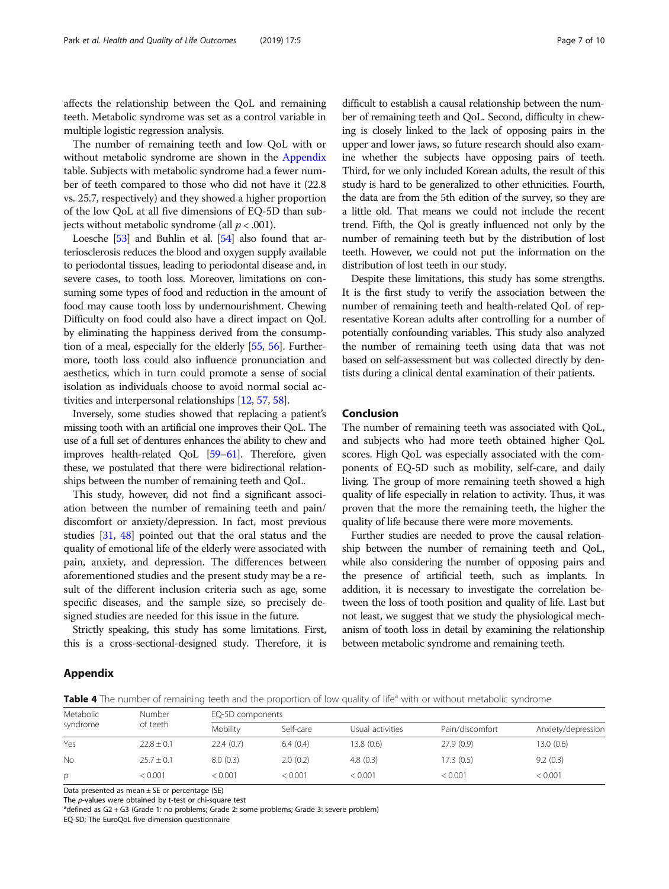affects the relationship between the QoL and remaining teeth. Metabolic syndrome was set as a control variable in multiple logistic regression analysis.

The number of remaining teeth and low QoL with or without metabolic syndrome are shown in the Appendix table. Subjects with metabolic syndrome had a fewer number of teeth compared to those who did not have it (22.8 vs. 25.7, respectively) and they showed a higher proportion of the low QoL at all five dimensions of EQ-5D than subjects without metabolic syndrome (all $p < .001$).

Loesche [53] and Buhlin et al. [54] also found that arteriosclerosis reduces the blood and oxygen supply available to periodontal tissues, leading to periodontal disease and, in severe cases, to tooth loss. Moreover, limitations on consuming some types of food and reduction in the amount of food may cause tooth loss by undernourishment. Chewing Difficulty on food could also have a direct impact on QoL by eliminating the happiness derived from the consumption of a meal, especially for the elderly [55, 56]. Furthermore, tooth loss could also influence pronunciation and aesthetics, which in turn could promote a sense of social isolation as individuals choose to avoid normal social activities and interpersonal relationships [12, 57, 58].

Inversely, some studies showed that replacing a patient's missing tooth with an artificial one improves their QoL. The use of a full set of dentures enhances the ability to chew and improves health-related QoL [59–61]. Therefore, given these, we postulated that there were bidirectional relationships between the number of remaining teeth and QoL.

This study, however, did not find a significant association between the number of remaining teeth and pain/discomfort or anxiety/depression. In fact, most previous studies [31, 48] pointed out that the oral status and the quality of emotional life of the elderly were associated with pain, anxiety, and depression. The differences between aforementioned studies and the present study may be a result of the different inclusion criteria such as age, some specific diseases, and the sample size, so precisely designed studies are needed for this issue in the future.

Strictly speaking, this study has some limitations. First, this is a cross-sectional-designed study. Therefore, it is difficult to establish a causal relationship between the number of remaining teeth and QoL. Second, difficulty in chewing is closely linked to the lack of opposing pairs in the upper and lower jaws, so future research should also examine whether the subjects have opposing pairs of teeth. Third, for we only included Korean adults, the result of this study is hard to be generalized to other ethnicities. Fourth, the data are from the 5th edition of the survey, so they are a little old. That means we could not include the recent trend. Fifth, the Qol is greatly influenced not only by the number of remaining teeth but by the distribution of lost teeth. However, we could not put the information on the distribution of lost teeth in our study.

Despite these limitations, this study has some strengths. It is the first study to verify the association between the number of remaining teeth and health-related QoL of representative Korean adults after controlling for a number of potentially confounding variables. This study also analyzed the number of remaining teeth using data that was not based on self-assessment but was collected directly by dentists during a clinical dental examination of their patients.

## Conclusion

The number of remaining teeth was associated with QoL, and subjects who had more teeth obtained higher QoL scores. High QoL was especially associated with the components of EQ-5D such as mobility, self-care, and daily living. The group of more remaining teeth showed a high quality of life especially in relation to activity. Thus, it was proven that the more the remaining teeth, the higher the quality of life because there were more movements.

Further studies are needed to prove the causal relationship between the number of remaining teeth and QoL, while also considering the number of opposing pairs and the presence of artificial teeth, such as implants. In addition, it is necessary to investigate the correlation between the loss of tooth position and quality of life. Last but not least, we suggest that we study the physiological mechanism of tooth loss in detail by examining the relationship between metabolic syndrome and remaining teeth.

## Appendix

**Table 4** The number of remaining teeth and the proportion of low quality of life[a] with or without metabolic syndrome

| Metabolic syndrome | Number of teeth | EQ-5D components | | | | |
|---|---|---|---|---|---|---|
| | | Mobility | Self-care | Usual activities | Pain/discomfort | Anxiety/depression |
| Yes | 22.8 ± 0.1 | 22.4 (0.7) | 6.4 (0.4) | 13.8 (0.6) | 27.9 (0.9) | 13.0 (0.6) |
| No | 25.7 ± 0.1 | 8.0 (0.3) | 2.0 (0.2) | 4.8 (0.3) | 17.3 (0.5) | 9.2 (0.3) |
| p | < 0.001 | < 0.001 | < 0.001 | < 0.001 | < 0.001 | < 0.001 |

Data presented as mean ± SE or percentage (SE)

The *p*-values were obtained by t-test or chi-square test

[a]defined as G2 + G3 (Grade 1: no problems; Grade 2: some problems; Grade 3: severe problem)

EQ-5D; The EuroQoL five-dimension questionnaire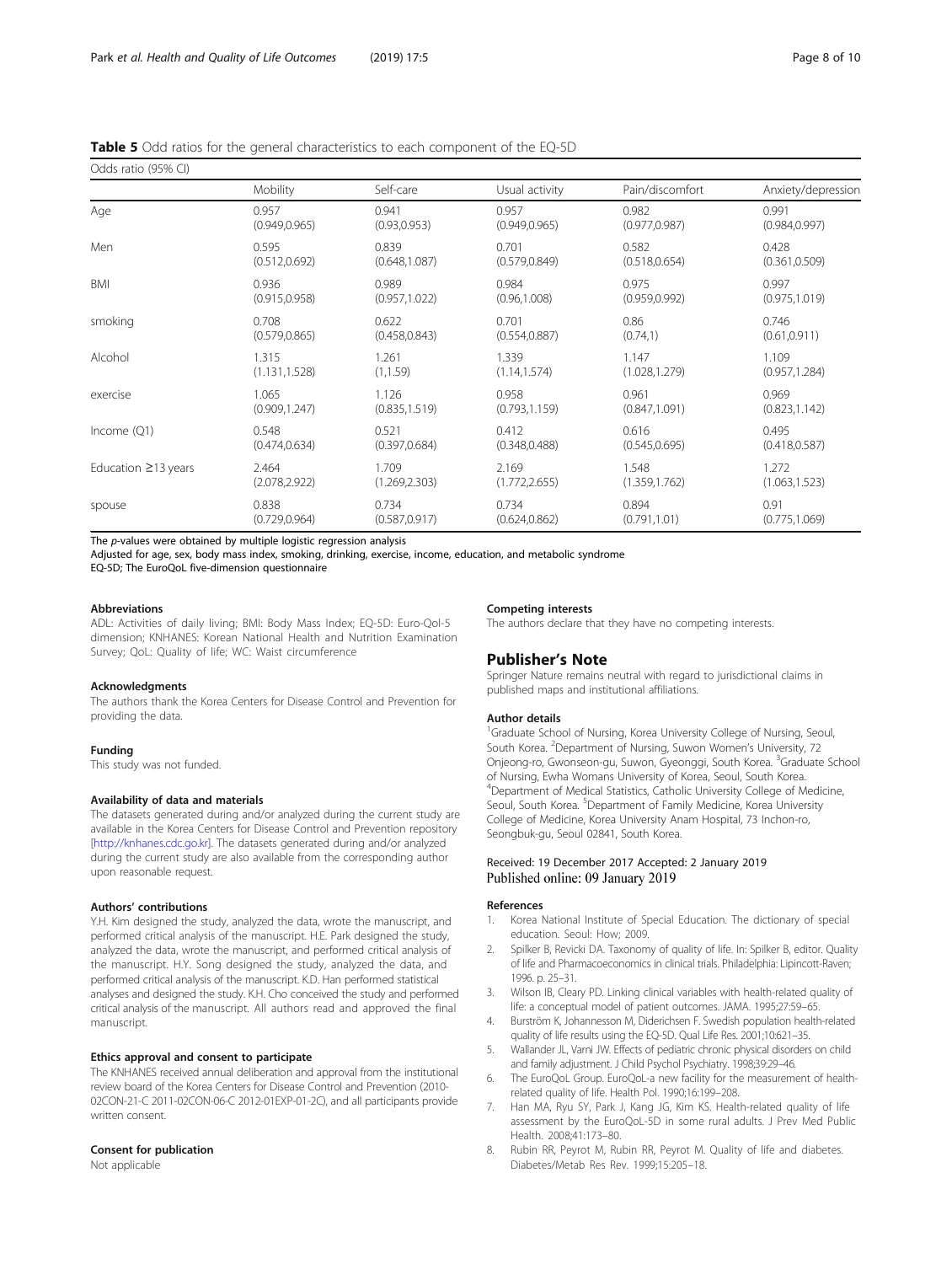**Table 5** Odd ratios for the general characteristics to each component of the EQ-5D

| Odds ratio (95% CI) | | | | | |
|---|---|---|---|---|---|
| | Mobility | Self-care | Usual activity | Pain/discomfort | Anxiety/depression |
| Age | 0.957<br>(0.949,0.965) | 0.941<br>(0.93,0.953) | 0.957<br>(0.949,0.965) | 0.982<br>(0.977,0.987) | 0.991<br>(0.984,0.997) |
| Men | 0.595<br>(0.512,0.692) | 0.839<br>(0.648,1.087) | 0.701<br>(0.579,0.849) | 0.582<br>(0.518,0.654) | 0.428<br>(0.361,0.509) |
| BMI | 0.936<br>(0.915,0.958) | 0.989<br>(0.957,1.022) | 0.984<br>(0.96,1.008) | 0.975<br>(0.959,0.992) | 0.997<br>(0.975,1.019) |
| smoking | 0.708<br>(0.579,0.865) | 0.622<br>(0.458,0.843) | 0.701<br>(0.554,0.887) | 0.86<br>(0.74,1) | 0.746<br>(0.61,0.911) |
| Alcohol | 1.315<br>(1.131,1.528) | 1.261<br>(1,1.59) | 1.339<br>(1.14,1.574) | 1.147<br>(1.028,1.279) | 1.109<br>(0.957,1.284) |
| exercise | 1.065<br>(0.909,1.247) | 1.126<br>(0.835,1.519) | 0.958<br>(0.793,1.159) | 0.961<br>(0.847,1.091) | 0.969<br>(0.823,1.142) |
| Income (Q1) | 0.548<br>(0.474,0.634) | 0.521<br>(0.397,0.684) | 0.412<br>(0.348,0.488) | 0.616<br>(0.545,0.695) | 0.495<br>(0.418,0.587) |
| Education ≥13 years | 2.464<br>(2.078,2.922) | 1.709<br>(1.269,2.303) | 2.169<br>(1.772,2.655) | 1.548<br>(1.359,1.762) | 1.272<br>(1.063,1.523) |
| spouse | 0.838<br>(0.729,0.964) | 0.734<br>(0.587,0.917) | 0.734<br>(0.624,0.862) | 0.894<br>(0.791,1.01) | 0.91<br>(0.775,1.069) |

The *p*-values were obtained by multiple logistic regression analysis
Adjusted for age, sex, body mass index, smoking, drinking, exercise, income, education, and metabolic syndrome
EQ-5D; The EuroQoL five-dimension questionnaire

#### Abbreviations

ADL: Activities of daily living; BMI: Body Mass Index; EQ-5D: Euro-Qol-5 dimension; KNHANES: Korean National Health and Nutrition Examination Survey; QoL: Quality of life; WC: Waist circumference

#### Acknowledgments

The authors thank the Korea Centers for Disease Control and Prevention for providing the data.

#### Funding

This study was not funded.

#### Availability of data and materials

The datasets generated during and/or analyzed during the current study are available in the Korea Centers for Disease Control and Prevention repository [http://knhanes.cdc.go.kr]. The datasets generated during and/or analyzed during the current study are also available from the corresponding author upon reasonable request.

#### Authors' contributions

Y.H. Kim designed the study, analyzed the data, wrote the manuscript, and performed critical analysis of the manuscript. H.E. Park designed the study, analyzed the data, wrote the manuscript, and performed critical analysis of the manuscript. H.Y. Song designed the study, analyzed the data, and performed critical analysis of the manuscript. K.D. Han performed statistical analyses and designed the study. K.H. Cho conceived the study and performed critical analysis of the manuscript. All authors read and approved the final manuscript.

#### Ethics approval and consent to participate

The KNHANES received annual deliberation and approval from the institutional review board of the Korea Centers for Disease Control and Prevention (2010-02CON-21-C 2011-02CON-06-C 2012-01EXP-01-2C), and all participants provide written consent.

#### Consent for publication

Not applicable

#### Competing interests

The authors declare that they have no competing interests.

## Publisher's Note

Springer Nature remains neutral with regard to jurisdictional claims in published maps and institutional affiliations.

#### Author details

[1]Graduate School of Nursing, Korea University College of Nursing, Seoul, South Korea. [2]Department of Nursing, Suwon Women's University, 72 Onjeong-ro, Gwonseon-gu, Suwon, Gyeonggi, South Korea. [3]Graduate School of Nursing, Ewha Womans University of Korea, Seoul, South Korea. [4]Department of Medical Statistics, Catholic University College of Medicine, Seoul, South Korea. [5]Department of Family Medicine, Korea University College of Medicine, Korea University Anam Hospital, 73 Inchon-ro, Seongbuk-gu, Seoul 02841, South Korea.

Received: 19 December 2017 Accepted: 2 January 2019
Published online: 09 January 2019

#### References

1. Korea National Institute of Special Education. The dictionary of special education. Seoul: How; 2009.
2. Spilker B, Revicki DA. Taxonomy of quality of life. In: Spilker B, editor. Quality of life and Pharmacoeconomics in clinical trials. Philadelphia: Lipincott-Raven; 1996. p. 25–31.
3. Wilson IB, Cleary PD. Linking clinical variables with health-related quality of life: a conceptual model of patient outcomes. JAMA. 1995;27:59–65.
4. Burström K, Johannesson M, Diderichsen F. Swedish population health-related quality of life results using the EQ-5D. Qual Life Res. 2001;10:621–35.
5. Wallander JL, Varni JW. Effects of pediatric chronic physical disorders on child and family adjustment. J Child Psychol Psychiatry. 1998;39:29–46.
6. The EuroQoL Group. EuroQoL-a new facility for the measurement of health-related quality of life. Health Pol. 1990;16:199–208.
7. Han MA, Ryu SY, Park J, Kang JG, Kim KS. Health-related quality of life assessment by the EuroQoL-5D in some rural adults. J Prev Med Public Health. 2008;41:173–80.
8. Rubin RR, Peyrot M, Rubin RR, Peyrot M. Quality of life and diabetes. Diabetes/Metab Res Rev. 1999;15:205–18.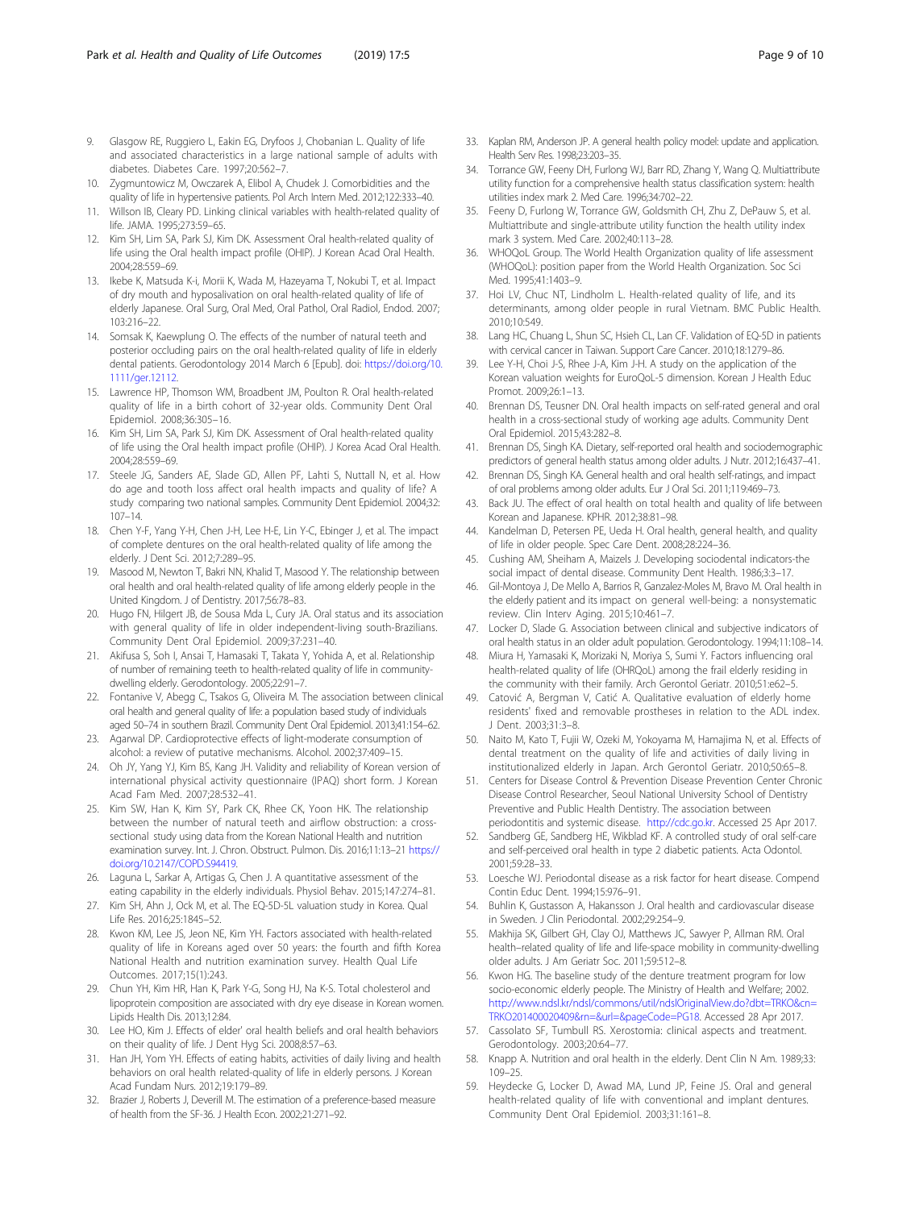9. Glasgow RE, Ruggiero L, Eakin EG, Dryfoos J, Chobanian L. Quality of life and associated characteristics in a large national sample of adults with diabetes. Diabetes Care. 1997;20:562–7.
10. Zygmuntowicz M, Owczarek A, Elibol A, Chudek J. Comorbidities and the quality of life in hypertensive patients. Pol Arch Intern Med. 2012;122:333–40.
11. Willson IB, Cleary PD. Linking clinical variables with health-related quality of life. JAMA. 1995;273:59–65.
12. Kim SH, Lim SA, Park SJ, Kim DK. Assessment Oral health-related quality of life using the Oral health impact profile (OHIP). J Korean Acad Oral Health. 2004;28:559–69.
13. Ikebe K, Matsuda K-i, Morii K, Wada M, Hazeyama T, Nokubi T, et al. Impact of dry mouth and hyposalivation on oral health-related quality of life of elderly Japanese. Oral Surg, Oral Med, Oral Pathol, Oral Radiol, Endod. 2007; 103:216–22.
14. Somsak K, Kaewplung O. The effects of the number of natural teeth and posterior occluding pairs on the oral health-related quality of life in elderly dental patients. Gerodontology 2014 March 6 [Epub]. doi: https://doi.org/10.1111/ger.12112.
15. Lawrence HP, Thomson WM, Broadbent JM, Poulton R. Oral health-related quality of life in a birth cohort of 32-year olds. Community Dent Oral Epidemiol. 2008;36:305–16.
16. Kim SH, Lim SA, Park SJ, Kim DK. Assessment of Oral health-related quality of life using the Oral health impact profile (OHIP). J Korea Acad Oral Health. 2004;28:559–69.
17. Steele JG, Sanders AE, Slade GD, Allen PF, Lahti S, Nuttall N, et al. How do age and tooth loss affect oral health impacts and quality of life? A study comparing two national samples. Community Dent Epidemiol. 2004;32: 107–14.
18. Chen Y-F, Yang Y-H, Chen J-H, Lee H-E, Lin Y-C, Ebinger J, et al. The impact of complete dentures on the oral health-related quality of life among the elderly. J Dent Sci. 2012;7:289–95.
19. Masood M, Newton T, Bakri NN, Khalid T, Masood Y. The relationship between oral health and oral health-related quality of life among elderly people in the United Kingdom. J of Dentistry. 2017;56:78–83.
20. Hugo FN, Hilgert JB, de Sousa Mda L, Cury JA. Oral status and its association with general quality of life in older independent-living south-Brazilians. Community Dent Oral Epidemiol. 2009;37:231–40.
21. Akifusa S, Soh I, Ansai T, Hamasaki T, Takata Y, Yohida A, et al. Relationship of number of remaining teeth to health-related quality of life in community-dwelling elderly. Gerodontology. 2005;22:91–7.
22. Fontanive V, Abegg C, Tsakos G, Oliveira M. The association between clinical oral health and general quality of life: a population based study of individuals aged 50–74 in southern Brazil. Community Dent Oral Epidemiol. 2013;41:154–62.
23. Agarwal DP. Cardioprotective effects of light-moderate consumption of alcohol: a review of putative mechanisms. Alcohol. 2002;37:409–15.
24. Oh JY, Yang YJ, Kim BS, Kang JH. Validity and reliability of Korean version of international physical activity questionnaire (IPAQ) short form. J Korean Acad Fam Med. 2007;28:532–41.
25. Kim SW, Han K, Kim SY, Park CK, Rhee CK, Yoon HK. The relationship between the number of natural teeth and airflow obstruction: a cross-sectional study using data from the Korean National Health and nutrition examination survey. Int. J. Chron. Obstruct. Pulmon. Dis. 2016;11:13–21 https://doi.org/10.2147/COPD.S94419.
26. Laguna L, Sarkar A, Artigas G, Chen J. A quantitative assessment of the eating capability in the elderly individuals. Physiol Behav. 2015;147:274–81.
27. Kim SH, Ahn J, Ock M, et al. The EQ-5D-5L valuation study in Korea. Qual Life Res. 2016;25:1845–52.
28. Kwon KM, Lee JS, Jeon NE, Kim YH. Factors associated with health-related quality of life in Koreans aged over 50 years: the fourth and fifth Korea National Health and nutrition examination survey. Health Qual Life Outcomes. 2017;15(1):243.
29. Chun YH, Kim HR, Han K, Park Y-G, Song HJ, Na K-S. Total cholesterol and lipoprotein composition are associated with dry eye disease in Korean women. Lipids Health Dis. 2013;12:84.
30. Lee HO, Kim J. Effects of elder' oral health beliefs and oral health behaviors on their quality of life. J Dent Hyg Sci. 2008;8:57–63.
31. Han JH, Yom YH. Effects of eating habits, activities of daily living and health behaviors on oral health related-quality of life in elderly persons. J Korean Acad Fundam Nurs. 2012;19:179–89.
32. Brazier J, Roberts J, Deverill M. The estimation of a preference-based measure of health from the SF-36. J Health Econ. 2002;21:271–92.
33. Kaplan RM, Anderson JP. A general health policy model: update and application. Health Serv Res. 1998;23:203–35.
34. Torrance GW, Feeny DH, Furlong WJ, Barr RD, Zhang Y, Wang Q. Multiattribute utility function for a comprehensive health status classification system: health utilities index mark 2. Med Care. 1996;34:702–22.
35. Feeny D, Furlong W, Torrance GW, Goldsmith CH, Zhu Z, DePauw S, et al. Multiattribute and single-attribute utility function the health utility index mark 3 system. Med Care. 2002;40:113–28.
36. WHOQoL Group. The World Health Organization quality of life assessment (WHOQoL): position paper from the World Health Organization. Soc Sci Med. 1995;41:1403–9.
37. Hoi LV, Chuc NT, Lindholm L. Health-related quality of life, and its determinants, among older people in rural Vietnam. BMC Public Health. 2010;10:549.
38. Lang HC, Chuang L, Shun SC, Hsieh CL, Lan CF. Validation of EQ-5D in patients with cervical cancer in Taiwan. Support Care Cancer. 2010;18:1279–86.
39. Lee Y-H, Choi J-S, Rhee J-A, Kim J-H. A study on the application of the Korean valuation weights for EuroQoL-5 dimension. Korean J Health Educ Promot. 2009;26:1–13.
40. Brennan DS, Teusner DN. Oral health impacts on self-rated general and oral health in a cross-sectional study of working age adults. Community Dent Oral Epidemiol. 2015;43:282–8.
41. Brennan DS, Singh KA. Dietary, self-reported oral health and sociodemographic predictors of general health status among older adults. J Nutr. 2012;16:437–41.
42. Brennan DS, Singh KA. General health and oral health self-ratings, and impact of oral problems among older adults. Eur J Oral Sci. 2011;119:469–73.
43. Back JU. The effect of oral health on total health and quality of life between Korean and Japanese. KPHR. 2012;38:81–98.
44. Kandelman D, Petersen PE, Ueda H. Oral health, general health, and quality of life in older people. Spec Care Dent. 2008;28:224–36.
45. Cushing AM, Sheiham A, Maizels J. Developing sociodental indicators-the social impact of dental disease. Community Dent Health. 1986;3:3–17.
46. Gil-Montoya J, De Mello A, Barrios R, Ganzalez-Moles M, Bravo M. Oral health in the elderly patient and its impact on general well-being: a nonsystematic review. Clin Interv Aging. 2015;10:461–7.
47. Locker D, Slade G. Association between clinical and subjective indicators of oral health status in an older adult population. Gerodontology. 1994;11:108–14.
48. Miura H, Yamasaki K, Morizaki N, Moriya S, Sumi Y. Factors influencing oral health-related quality of life (OHRQoL) among the frail elderly residing in the community with their family. Arch Gerontol Geriatr. 2010;51:e62–5.
49. Catović A, Bergman V, Catić A. Qualitative evaluation of elderly home residents' fixed and removable prostheses in relation to the ADL index. J Dent. 2003;31:3–8.
50. Naito M, Kato T, Fujii W, Ozeki M, Yokoyama M, Hamajima N, et al. Effects of dental treatment on the quality of life and activities of daily living in institutionalized elderly in Japan. Arch Gerontol Geriatr. 2010;50:65–8.
51. Centers for Disease Control & Prevention Disease Prevention Center Chronic Disease Control Researcher, Seoul National University School of Dentistry Preventive and Public Health Dentistry. The association between periodontitis and systemic disease. http://cdc.go.kr. Accessed 25 Apr 2017.
52. Sandberg GE, Sandberg HE, Wikblad KF. A controlled study of oral self-care and self-perceived oral health in type 2 diabetic patients. Acta Odontol. 2001;59:28–33.
53. Loesche WJ. Periodontal disease as a risk factor for heart disease. Compend Contin Educ Dent. 1994;15:976–91.
54. Buhlin K, Gustasson A, Hakansson J. Oral health and cardiovascular disease in Sweden. J Clin Periodontal. 2002;29:254–9.
55. Makhija SK, Gilbert GH, Clay OJ, Matthews JC, Sawyer P, Allman RM. Oral health–related quality of life and life-space mobility in community-dwelling older adults. J Am Geriatr Soc. 2011;59:512–8.
56. Kwon HG. The baseline study of the denture treatment program for low socio-economic elderly people. The Ministry of Health and Welfare; 2002. http://www.ndsl.kr/ndsl/commons/util/ndslOriginalView.do?dbt=TRKO&cn=TRKO201400020409&rn=&url=&pageCode=PG18. Accessed 28 Apr 2017.
57. Cassolato SF, Tumbull RS. Xerostomia: clinical aspects and treatment. Gerodontology. 2003;20:64–77.
58. Knapp A. Nutrition and oral health in the elderly. Dent Clin N Am. 1989;33: 109–25.
59. Heydecke G, Locker D, Awad MA, Lund JP, Feine JS. Oral and general health-related quality of life with conventional and implant dentures. Community Dent Oral Epidemiol. 2003;31:161–8.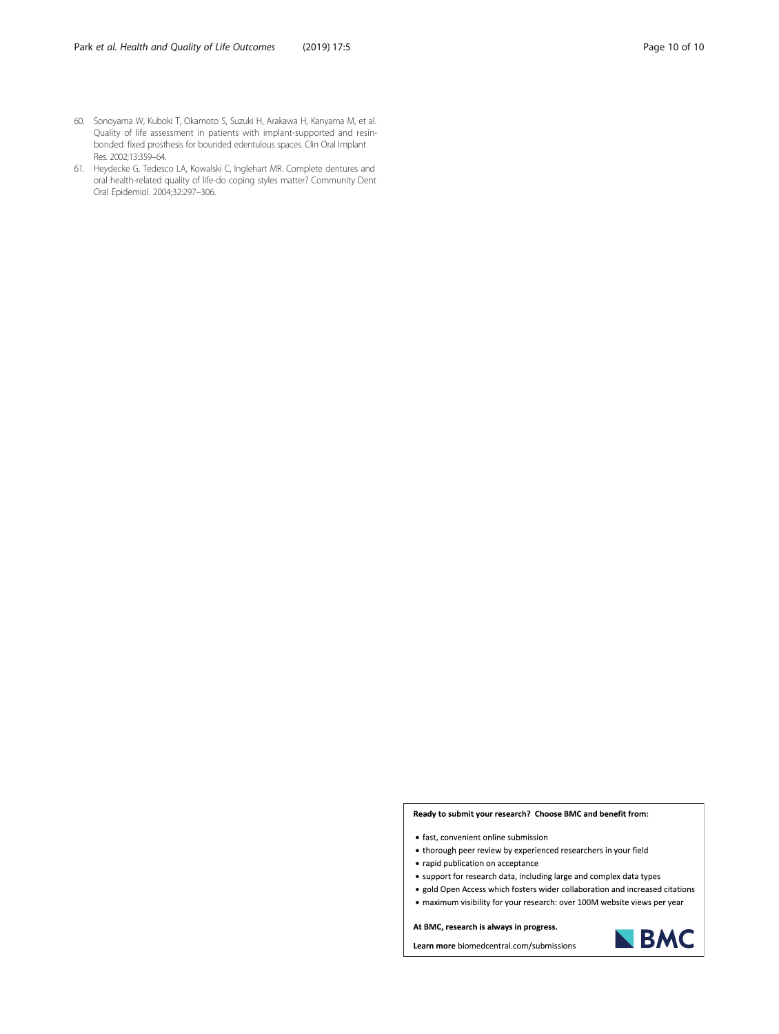60. Sonoyama W, Kuboki T, Okamoto S, Suzuki H, Arakawa H, Kanyama M, et al. Quality of life assessment in patients with implant-supported and resin-bonded fixed prosthesis for bounded edentulous spaces. Clin Oral Implant Res. 2002;13:359–64.
61. Heydecke G, Tedesco LA, Kowalski C, Inglehart MR. Complete dentures and oral health-related quality of life-do coping styles matter? Community Dent Oral Epidemiol. 2004;32:297–306.

**Ready to submit your research? Choose BMC and benefit from:**

- fast, convenient online submission
- thorough peer review by experienced researchers in your field
- rapid publication on acceptance
- support for research data, including large and complex data types
- gold Open Access which fosters wider collaboration and increased citations
- maximum visibility for your research: over 100M website views per year

**At BMC, research is always in progress.**

**Learn more** biomedcentral.com/submissions

BMC